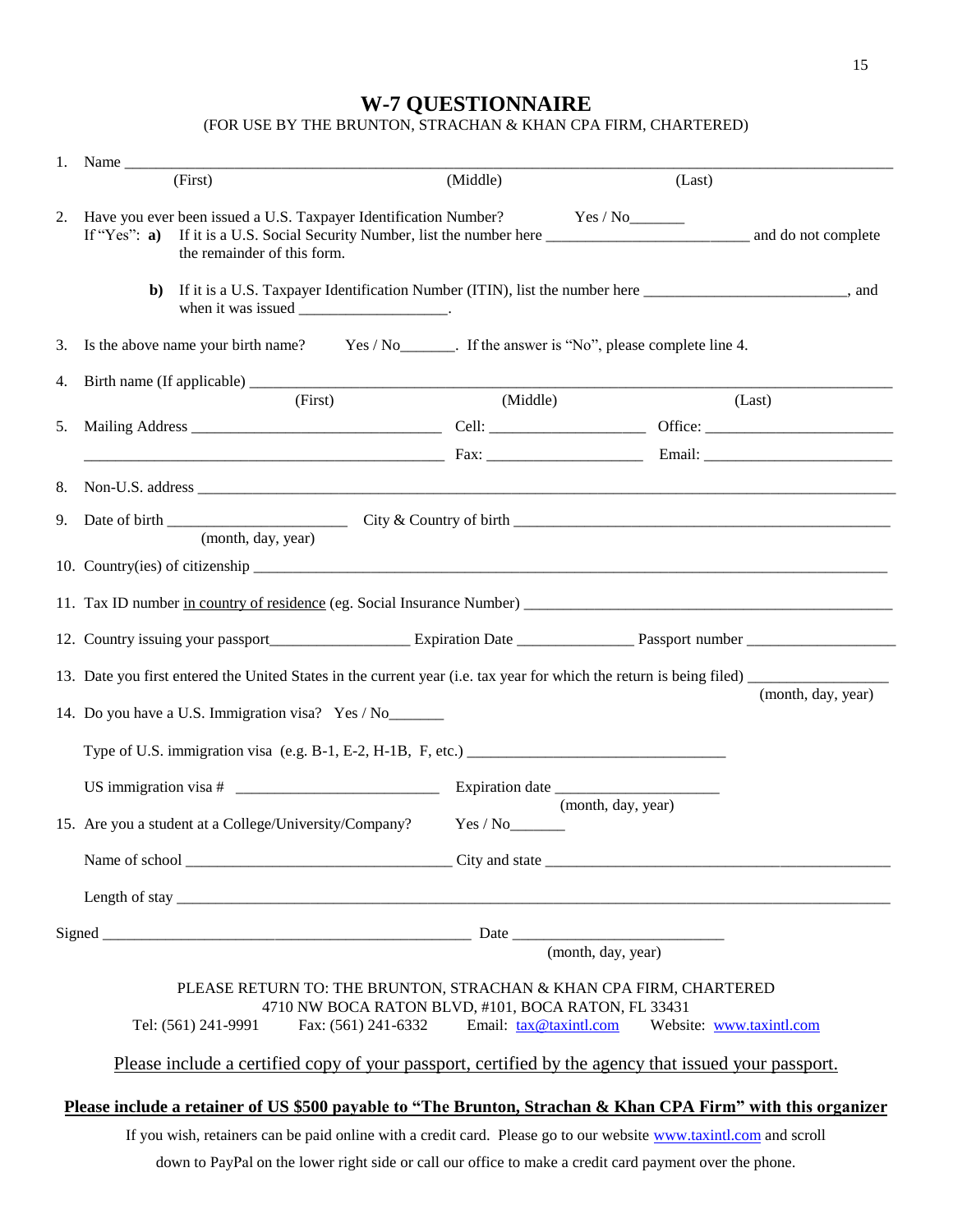# W-7 QUESTIONNAIRE

(FOR USE BY THE BRUNTON, STRACHAN & KHAN CPA FIRM, CHARTERED)

1. Name ________________________________________________________________________________
   (First) (Middle) (Last)

2. Have you ever been issued a U.S. Taxpayer Identification Number? Yes / No_______
   If "Yes": **a)** If it is a U.S. Social Security Number, list the number here _________________________ and do not complete the remainder of this form.

   **b)** If it is a U.S. Taxpayer Identification Number (ITIN), list the number here _________________________, and when it was issued ___________________.

3. Is the above name your birth name? Yes / No_______. If the answer is "No", please complete line 4.

4. Birth name (If applicable) ________________________________________________________________
   (First) (Middle) (Last)

5. Mailing Address _______________________________ Cell: ____________________ Office: ________________________
   ______________________________________________ Fax: ____________________ Email: ________________________

8. Non-U.S. address ______________________________________________________________________________

9. Date of birth ______________________ City & Country of birth ______________________________________________
   (month, day, year)

10. Country(ies) of citizenship ______________________________________________________________________

11. Tax ID number in country of residence (eg. Social Insurance Number) ____________________________________________

12. Country issuing your passport_________________ Expiration Date _______________ Passport number ___________________

13. Date you first entered the United States in the current year (i.e. tax year for which the return is being filed) _________________
    (month, day, year)

14. Do you have a U.S. Immigration visa? Yes / No_______

    Type of U.S. immigration visa (e.g. B-1, E-2, H-1B, F, etc.) _________________________________

    US immigration visa # __________________________ Expiration date _____________________
    (month, day, year)

15. Are you a student at a College/University/Company? Yes / No_______

    Name of school __________________________________ City and state _____________________________________________

    Length of stay ____________________________________________________________________________________________

Signed ________________________________________________ Date __________________________
(month, day, year)

PLEASE RETURN TO: THE BRUNTON, STRACHAN & KHAN CPA FIRM, CHARTERED
4710 NW BOCA RATON BLVD, #101, BOCA RATON, FL 33431
Tel: (561) 241-9991 Fax: (561) 241-6332 Email: tax@taxintl.com Website: www.taxintl.com

Please include a certified copy of your passport, certified by the agency that issued your passport.

**Please include a retainer of US $500 payable to "The Brunton, Strachan & Khan CPA Firm" with this organizer**

If you wish, retainers can be paid online with a credit card. Please go to our website www.taxintl.com and scroll down to PayPal on the lower right side or call our office to make a credit card payment over the phone.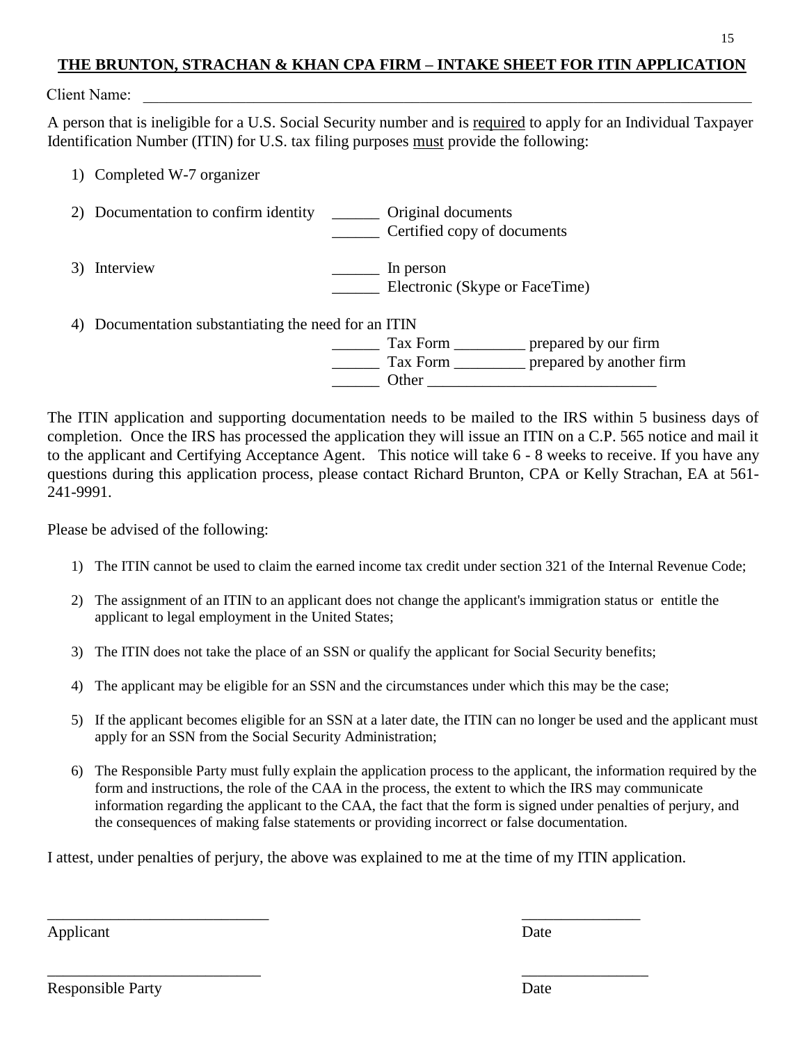**THE BRUNTON, STRACHAN & KHAN CPA FIRM – INTAKE SHEET FOR ITIN APPLICATION**

Client Name: ______________________________________________________________________________

A person that is ineligible for a U.S. Social Security number and is required to apply for an Individual Taxpayer Identification Number (ITIN) for U.S. tax filing purposes must provide the following:

1) Completed W-7 organizer

2) Documentation to confirm identity
   ______ Original documents
   ______ Certified copy of documents

3) Interview
   ______ In person
   ______ Electronic (Skype or FaceTime)

4) Documentation substantiating the need for an ITIN
   ______ Tax Form _________ prepared by our firm
   ______ Tax Form _________ prepared by another firm
   ______ Other _____________________________

The ITIN application and supporting documentation needs to be mailed to the IRS within 5 business days of completion. Once the IRS has processed the application they will issue an ITIN on a C.P. 565 notice and mail it to the applicant and Certifying Acceptance Agent. This notice will take 6 - 8 weeks to receive. If you have any questions during this application process, please contact Richard Brunton, CPA or Kelly Strachan, EA at 561-241-9991.

Please be advised of the following:

1) The ITIN cannot be used to claim the earned income tax credit under section 321 of the Internal Revenue Code;
2) The assignment of an ITIN to an applicant does not change the applicant's immigration status or entitle the applicant to legal employment in the United States;
3) The ITIN does not take the place of an SSN or qualify the applicant for Social Security benefits;
4) The applicant may be eligible for an SSN and the circumstances under which this may be the case;
5) If the applicant becomes eligible for an SSN at a later date, the ITIN can no longer be used and the applicant must apply for an SSN from the Social Security Administration;
6) The Responsible Party must fully explain the application process to the applicant, the information required by the form and instructions, the role of the CAA in the process, the extent to which the IRS may communicate information regarding the applicant to the CAA, the fact that the form is signed under penalties of perjury, and the consequences of making false statements or providing incorrect or false documentation.

I attest, under penalties of perjury, the above was explained to me at the time of my ITIN application.

____________________________ &nbsp;&nbsp;&nbsp;&nbsp;&nbsp;&nbsp;&nbsp;&nbsp; _______________

Applicant &nbsp;&nbsp;&nbsp;&nbsp;&nbsp;&nbsp;&nbsp;&nbsp; Date

____________________________ &nbsp;&nbsp;&nbsp;&nbsp;&nbsp;&nbsp;&nbsp;&nbsp; _______________

Responsible Party &nbsp;&nbsp;&nbsp;&nbsp;&nbsp;&nbsp;&nbsp;&nbsp; Date